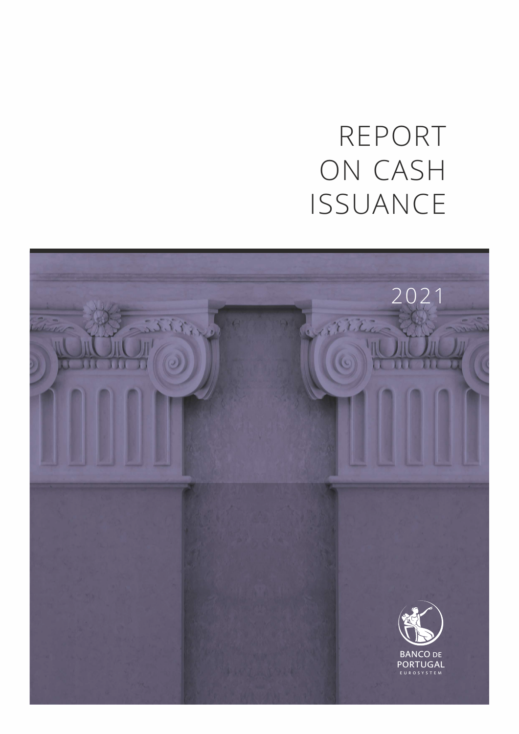# REPORT ON CASH ISSUANCE

2021

BANCO DE PORTUGAL

EUROSYSTEM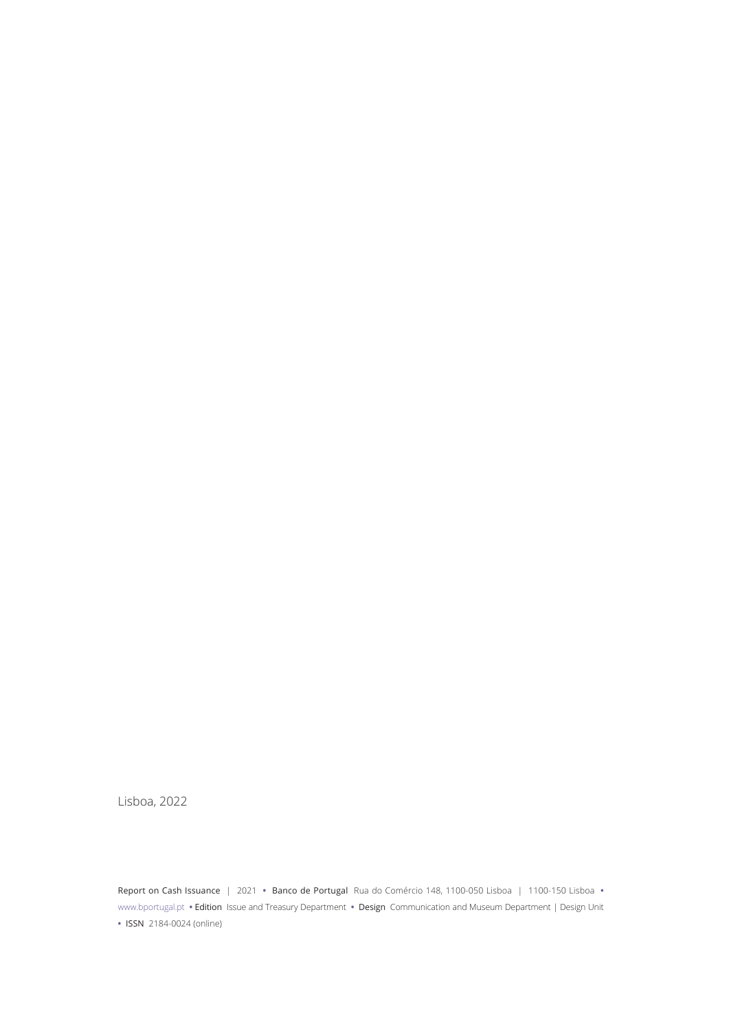Lisboa, 2022

**Report on Cash Issuance** | 2021 • **Banco de Portugal** Rua do Comércio 148, 1100-050 Lisboa | 1100-150 Lisboa • www.bportugal.pt • **Edition** Issue and Treasury Department • **Design** Communication and Museum Department | Design Unit • **ISSN** 2184-0024 (online)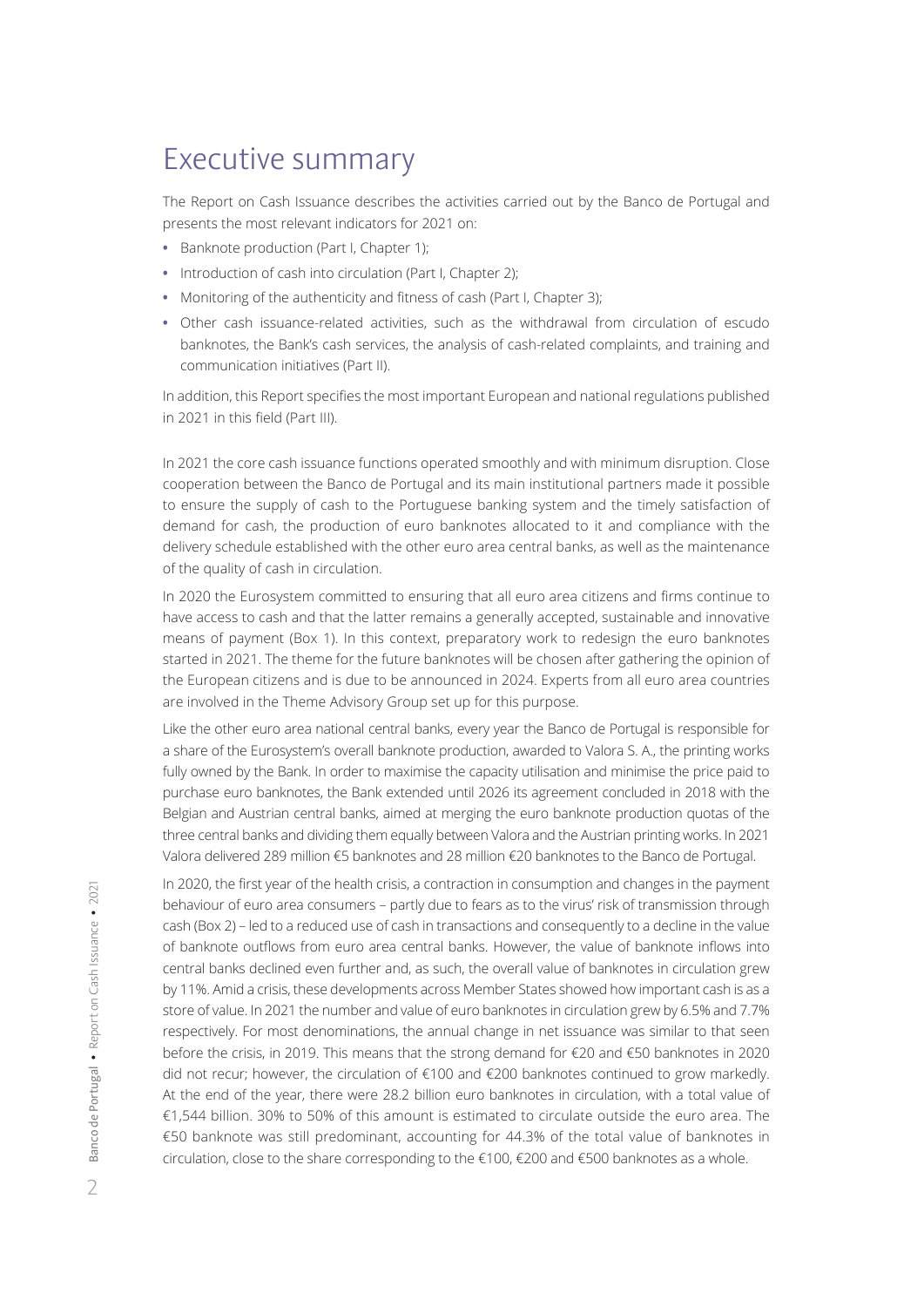# Executive summary

The Report on Cash Issuance describes the activities carried out by the Banco de Portugal and presents the most relevant indicators for 2021 on:

- Banknote production (Part I, Chapter 1);
- Introduction of cash into circulation (Part I, Chapter 2);
- Monitoring of the authenticity and fitness of cash (Part I, Chapter 3);
- Other cash issuance-related activities, such as the withdrawal from circulation of escudo banknotes, the Bank's cash services, the analysis of cash-related complaints, and training and communication initiatives (Part II).

In addition, this Report specifies the most important European and national regulations published in 2021 in this field (Part III).

In 2021 the core cash issuance functions operated smoothly and with minimum disruption. Close cooperation between the Banco de Portugal and its main institutional partners made it possible to ensure the supply of cash to the Portuguese banking system and the timely satisfaction of demand for cash, the production of euro banknotes allocated to it and compliance with the delivery schedule established with the other euro area central banks, as well as the maintenance of the quality of cash in circulation.

In 2020 the Eurosystem committed to ensuring that all euro area citizens and firms continue to have access to cash and that the latter remains a generally accepted, sustainable and innovative means of payment (Box 1). In this context, preparatory work to redesign the euro banknotes started in 2021. The theme for the future banknotes will be chosen after gathering the opinion of the European citizens and is due to be announced in 2024. Experts from all euro area countries are involved in the Theme Advisory Group set up for this purpose.

Like the other euro area national central banks, every year the Banco de Portugal is responsible for a share of the Eurosystem's overall banknote production, awarded to Valora S. A., the printing works fully owned by the Bank. In order to maximise the capacity utilisation and minimise the price paid to purchase euro banknotes, the Bank extended until 2026 its agreement concluded in 2018 with the Belgian and Austrian central banks, aimed at merging the euro banknote production quotas of the three central banks and dividing them equally between Valora and the Austrian printing works. In 2021 Valora delivered 289 million €5 banknotes and 28 million €20 banknotes to the Banco de Portugal.

In 2020, the first year of the health crisis, a contraction in consumption and changes in the payment behaviour of euro area consumers – partly due to fears as to the virus' risk of transmission through cash (Box 2) – led to a reduced use of cash in transactions and consequently to a decline in the value of banknote outflows from euro area central banks. However, the value of banknote inflows into central banks declined even further and, as such, the overall value of banknotes in circulation grew by 11%. Amid a crisis, these developments across Member States showed how important cash is as a store of value. In 2021 the number and value of euro banknotes in circulation grew by 6.5% and 7.7% respectively. For most denominations, the annual change in net issuance was similar to that seen before the crisis, in 2019. This means that the strong demand for €20 and €50 banknotes in 2020 did not recur; however, the circulation of €100 and €200 banknotes continued to grow markedly. At the end of the year, there were 28.2 billion euro banknotes in circulation, with a total value of €1,544 billion. 30% to 50% of this amount is estimated to circulate outside the euro area. The €50 banknote was still predominant, accounting for 44.3% of the total value of banknotes in circulation, close to the share corresponding to the €100, €200 and €500 banknotes as a whole.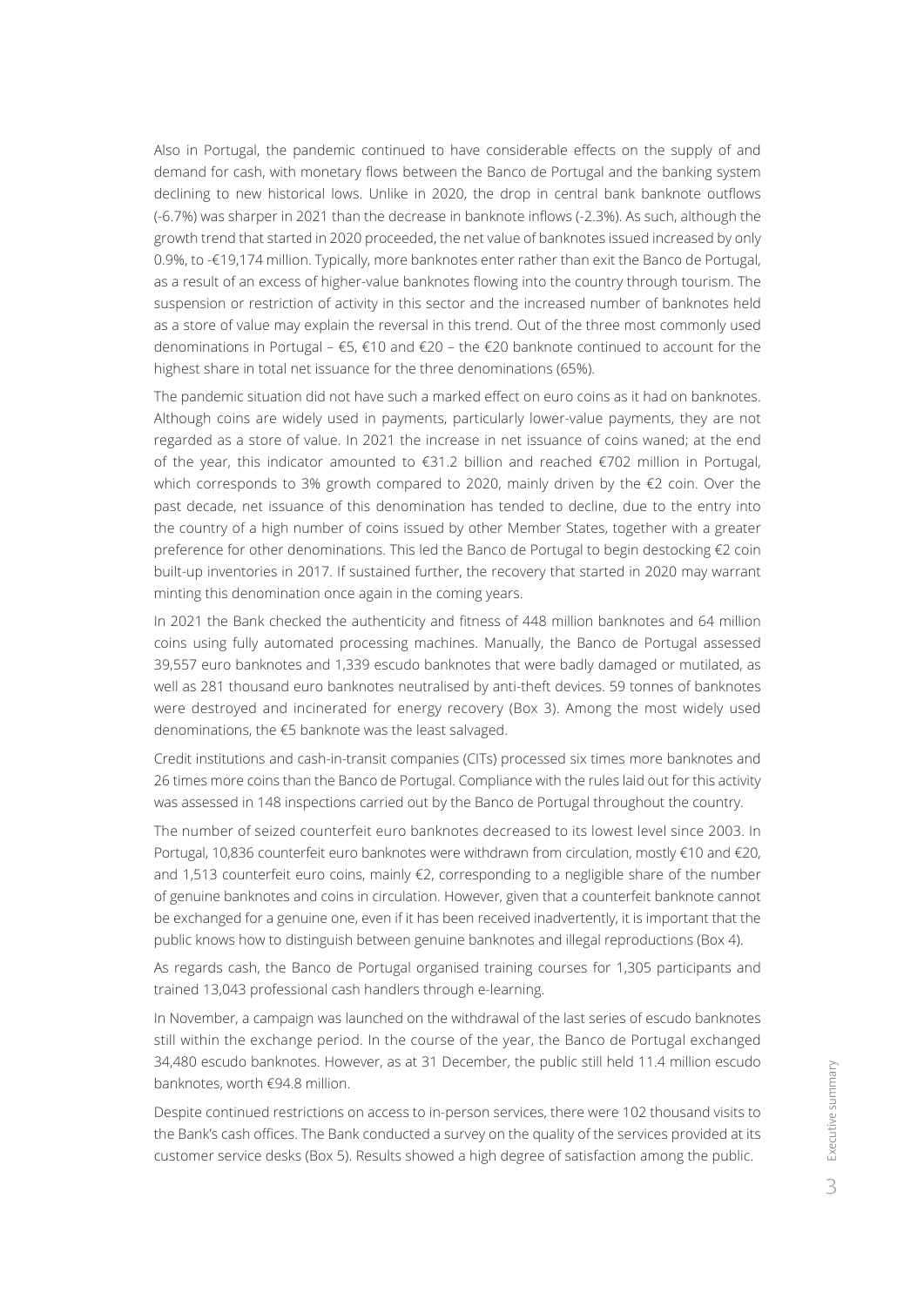Also in Portugal, the pandemic continued to have considerable effects on the supply of and demand for cash, with monetary flows between the Banco de Portugal and the banking system declining to new historical lows. Unlike in 2020, the drop in central bank banknote outflows (-6.7%) was sharper in 2021 than the decrease in banknote inflows (-2.3%). As such, although the growth trend that started in 2020 proceeded, the net value of banknotes issued increased by only 0.9%, to -€19,174 million. Typically, more banknotes enter rather than exit the Banco de Portugal, as a result of an excess of higher-value banknotes flowing into the country through tourism. The suspension or restriction of activity in this sector and the increased number of banknotes held as a store of value may explain the reversal in this trend. Out of the three most commonly used denominations in Portugal – €5, €10 and €20 – the €20 banknote continued to account for the highest share in total net issuance for the three denominations (65%).

The pandemic situation did not have such a marked effect on euro coins as it had on banknotes. Although coins are widely used in payments, particularly lower-value payments, they are not regarded as a store of value. In 2021 the increase in net issuance of coins waned; at the end of the year, this indicator amounted to €31.2 billion and reached €702 million in Portugal, which corresponds to 3% growth compared to 2020, mainly driven by the €2 coin. Over the past decade, net issuance of this denomination has tended to decline, due to the entry into the country of a high number of coins issued by other Member States, together with a greater preference for other denominations. This led the Banco de Portugal to begin destocking €2 coin built-up inventories in 2017. If sustained further, the recovery that started in 2020 may warrant minting this denomination once again in the coming years.

In 2021 the Bank checked the authenticity and fitness of 448 million banknotes and 64 million coins using fully automated processing machines. Manually, the Banco de Portugal assessed 39,557 euro banknotes and 1,339 escudo banknotes that were badly damaged or mutilated, as well as 281 thousand euro banknotes neutralised by anti-theft devices. 59 tonnes of banknotes were destroyed and incinerated for energy recovery (Box 3). Among the most widely used denominations, the €5 banknote was the least salvaged.

Credit institutions and cash-in-transit companies (CITs) processed six times more banknotes and 26 times more coins than the Banco de Portugal. Compliance with the rules laid out for this activity was assessed in 148 inspections carried out by the Banco de Portugal throughout the country.

The number of seized counterfeit euro banknotes decreased to its lowest level since 2003. In Portugal, 10,836 counterfeit euro banknotes were withdrawn from circulation, mostly €10 and €20, and 1,513 counterfeit euro coins, mainly €2, corresponding to a negligible share of the number of genuine banknotes and coins in circulation. However, given that a counterfeit banknote cannot be exchanged for a genuine one, even if it has been received inadvertently, it is important that the public knows how to distinguish between genuine banknotes and illegal reproductions (Box 4).

As regards cash, the Banco de Portugal organised training courses for 1,305 participants and trained 13,043 professional cash handlers through e-learning.

In November, a campaign was launched on the withdrawal of the last series of escudo banknotes still within the exchange period. In the course of the year, the Banco de Portugal exchanged 34,480 escudo banknotes. However, as at 31 December, the public still held 11.4 million escudo banknotes, worth €94.8 million.

Despite continued restrictions on access to in-person services, there were 102 thousand visits to the Bank's cash offices. The Bank conducted a survey on the quality of the services provided at its customer service desks (Box 5). Results showed a high degree of satisfaction among the public.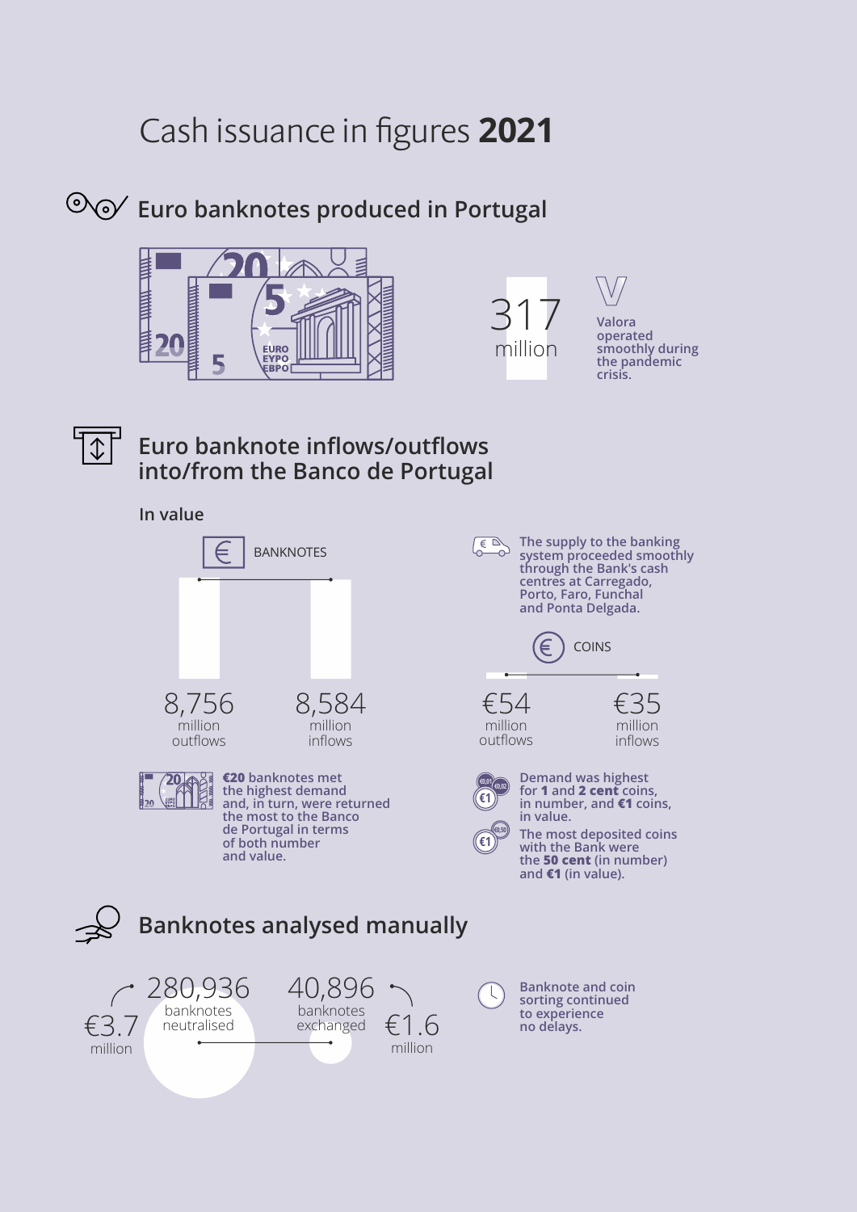# Cash issuance in figures **2021**

## Euro banknotes produced in Portugal

317 million

Valora operated smoothly during the pandemic crisis.

## Euro banknote inflows/outflows into/from the Banco de Portugal

**In value**

BANKNOTES

8,756 million outflows

8,584 million inflows

The supply to the banking system proceeded smoothly through the Bank's cash centres at Carregado, Porto, Faro, Funchal and Ponta Delgada.

COINS

€54 million outflows

€35 million inflows

**€20** banknotes met the highest demand and, in turn, were returned the most to the Banco de Portugal in terms of both number and value.

Demand was highest for **1** and **2 cent** coins, in number, and **€1** coins, in value.

The most deposited coins with the Bank were the **50 cent** (in number) and **€1** (in value).

## Banknotes analysed manually

€3.7 million — 280,936 banknotes neutralised

40,896 banknotes exchanged — €1.6 million

Banknote and coin sorting continued to experience no delays.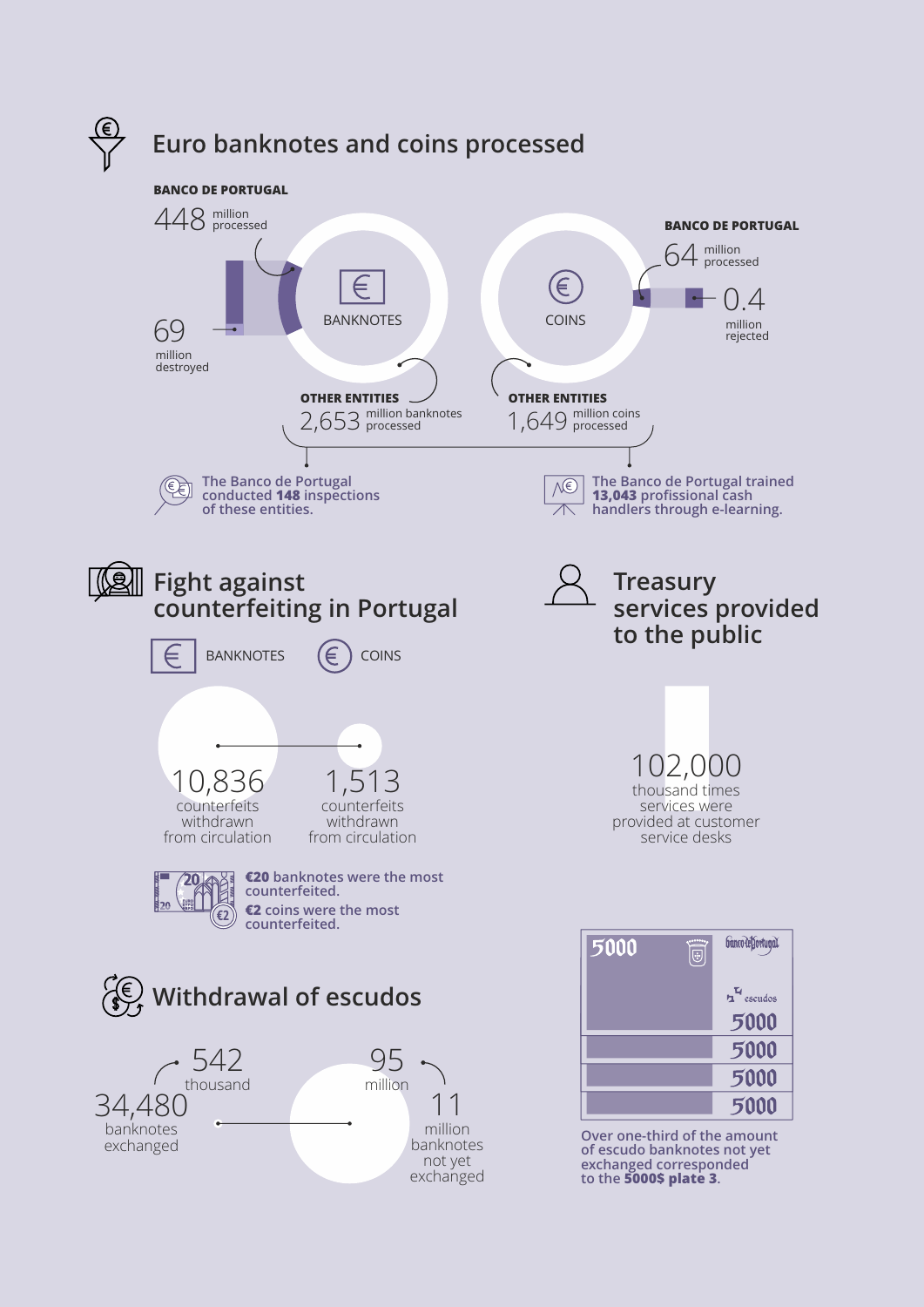# Euro banknotes and coins processed

**BANCO DE PORTUGAL**

448 million processed

69 million destroyed

BANKNOTES

COINS

**BANCO DE PORTUGAL**

64 million processed

0.4 million rejected

**OTHER ENTITIES**

2,653 million banknotes processed

**OTHER ENTITIES**

1,649 million coins processed

The Banco de Portugal conducted **148** inspections of these entities.

The Banco de Portugal trained **13,043** profissional cash handlers through e-learning.

# Fight against counterfeiting in Portugal

BANKNOTES

COINS

10,836 counterfeits withdrawn from circulation

1,513 counterfeits withdrawn from circulation

**€20** banknotes were the most counterfeited.

**€2** coins were the most counterfeited.

# Treasury services provided to the public

102,000 thousand times services were provided at customer service desks

# Withdrawal of escudos

542 thousand

34,480 banknotes exchanged

95 million

11 million banknotes not yet exchanged

Over one-third of the amount of escudo banknotes not yet exchanged corresponded to the **5000$ plate 3**.